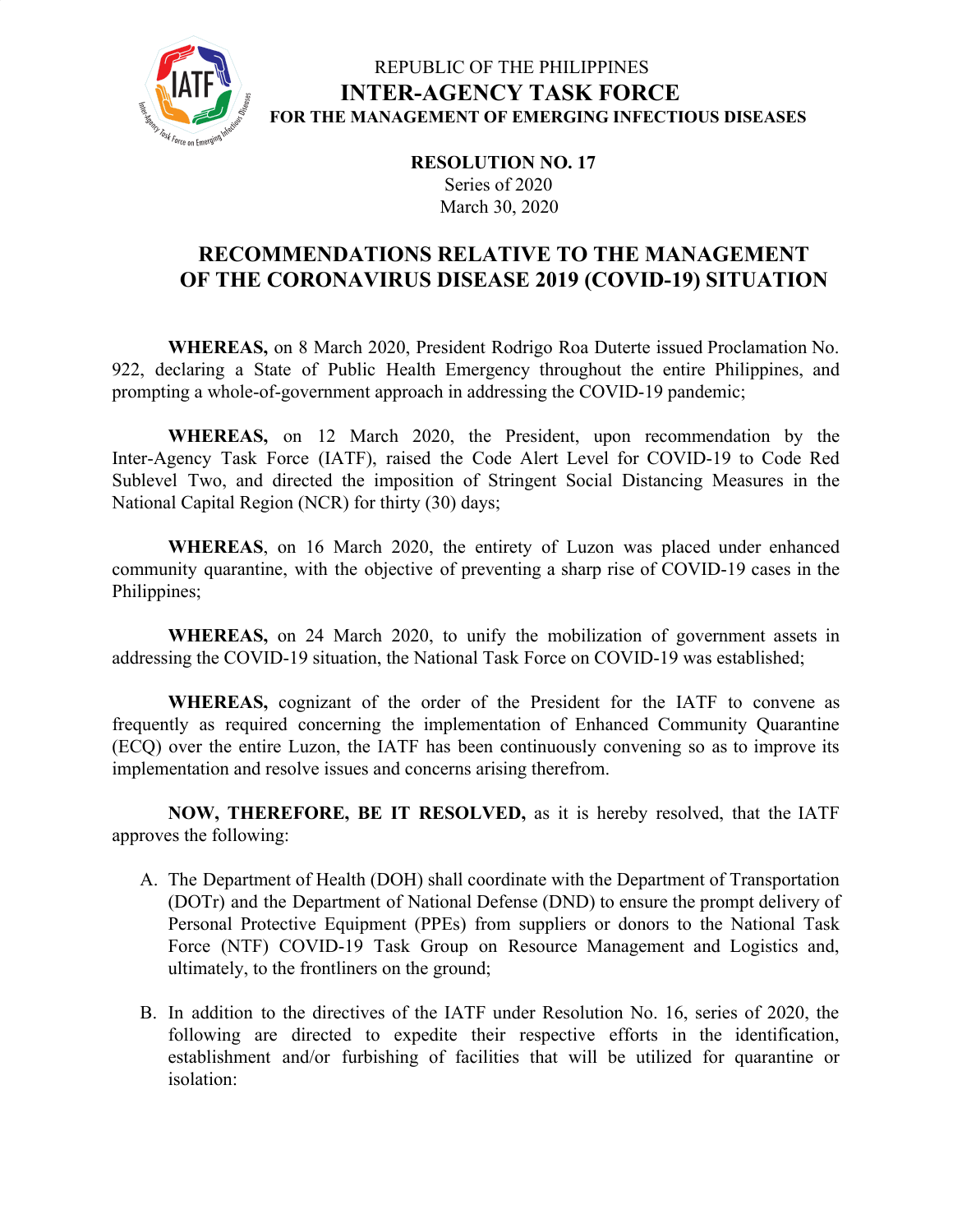REPUBLIC OF THE PHILIPPINES

**INTER-AGENCY TASK FORCE**

**FOR THE MANAGEMENT OF EMERGING INFECTIOUS DISEASES**

**RESOLUTION NO. 17**

Series of 2020

March 30, 2020

# RECOMMENDATIONS RELATIVE TO THE MANAGEMENT OF THE CORONAVIRUS DISEASE 2019 (COVID-19) SITUATION

**WHEREAS,** on 8 March 2020, President Rodrigo Roa Duterte issued Proclamation No. 922, declaring a State of Public Health Emergency throughout the entire Philippines, and prompting a whole-of-government approach in addressing the COVID-19 pandemic;

**WHEREAS,** on 12 March 2020, the President, upon recommendation by the Inter-Agency Task Force (IATF), raised the Code Alert Level for COVID-19 to Code Red Sublevel Two, and directed the imposition of Stringent Social Distancing Measures in the National Capital Region (NCR) for thirty (30) days;

**WHEREAS**, on 16 March 2020, the entirety of Luzon was placed under enhanced community quarantine, with the objective of preventing a sharp rise of COVID-19 cases in the Philippines;

**WHEREAS,** on 24 March 2020, to unify the mobilization of government assets in addressing the COVID-19 situation, the National Task Force on COVID-19 was established;

**WHEREAS,** cognizant of the order of the President for the IATF to convene as frequently as required concerning the implementation of Enhanced Community Quarantine (ECQ) over the entire Luzon, the IATF has been continuously convening so as to improve its implementation and resolve issues and concerns arising therefrom.

**NOW, THEREFORE, BE IT RESOLVED,** as it is hereby resolved, that the IATF approves the following:

A. The Department of Health (DOH) shall coordinate with the Department of Transportation (DOTr) and the Department of National Defense (DND) to ensure the prompt delivery of Personal Protective Equipment (PPEs) from suppliers or donors to the National Task Force (NTF) COVID-19 Task Group on Resource Management and Logistics and, ultimately, to the frontliners on the ground;

B. In addition to the directives of the IATF under Resolution No. 16, series of 2020, the following are directed to expedite their respective efforts in the identification, establishment and/or furbishing of facilities that will be utilized for quarantine or isolation: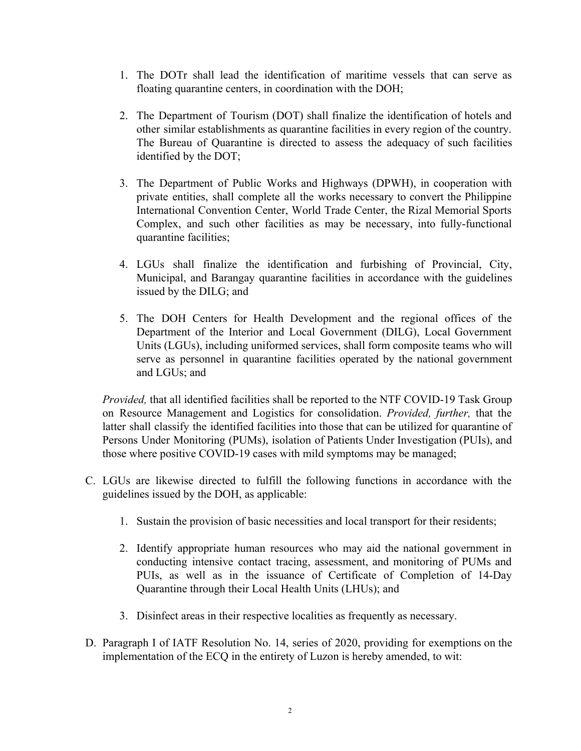1. The DOTr shall lead the identification of maritime vessels that can serve as floating quarantine centers, in coordination with the DOH;

2. The Department of Tourism (DOT) shall finalize the identification of hotels and other similar establishments as quarantine facilities in every region of the country. The Bureau of Quarantine is directed to assess the adequacy of such facilities identified by the DOT;

3. The Department of Public Works and Highways (DPWH), in cooperation with private entities, shall complete all the works necessary to convert the Philippine International Convention Center, World Trade Center, the Rizal Memorial Sports Complex, and such other facilities as may be necessary, into fully-functional quarantine facilities;

4. LGUs shall finalize the identification and furbishing of Provincial, City, Municipal, and Barangay quarantine facilities in accordance with the guidelines issued by the DILG; and

5. The DOH Centers for Health Development and the regional offices of the Department of the Interior and Local Government (DILG), Local Government Units (LGUs), including uniformed services, shall form composite teams who will serve as personnel in quarantine facilities operated by the national government and LGUs; and

*Provided,* that all identified facilities shall be reported to the NTF COVID-19 Task Group on Resource Management and Logistics for consolidation. *Provided, further,* that the latter shall classify the identified facilities into those that can be utilized for quarantine of Persons Under Monitoring (PUMs), isolation of Patients Under Investigation (PUIs), and those where positive COVID-19 cases with mild symptoms may be managed;

C. LGUs are likewise directed to fulfill the following functions in accordance with the guidelines issued by the DOH, as applicable:

   1. Sustain the provision of basic necessities and local transport for their residents;

   2. Identify appropriate human resources who may aid the national government in conducting intensive contact tracing, assessment, and monitoring of PUMs and PUIs, as well as in the issuance of Certificate of Completion of 14-Day Quarantine through their Local Health Units (LHUs); and

   3. Disinfect areas in their respective localities as frequently as necessary.

D. Paragraph I of IATF Resolution No. 14, series of 2020, providing for exemptions on the implementation of the ECQ in the entirety of Luzon is hereby amended, to wit: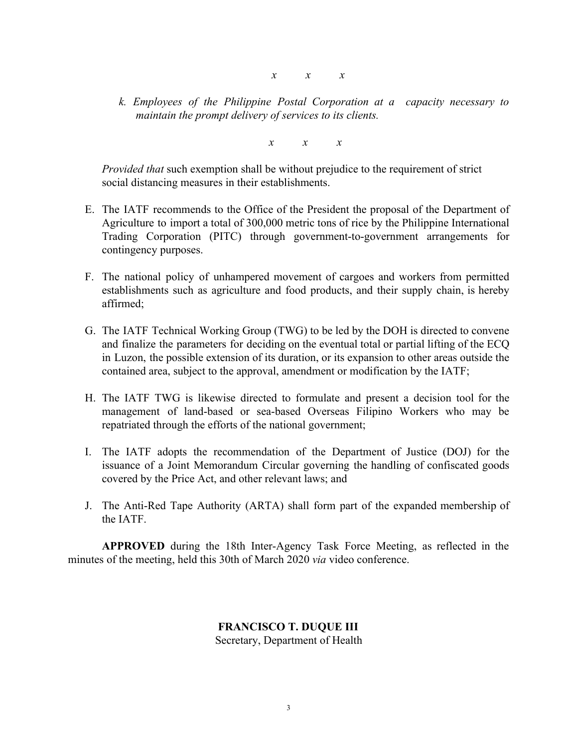*x x x*

*k. Employees of the Philippine Postal Corporation at a capacity necessary to maintain the prompt delivery of services to its clients.*

*x x x*

*Provided that* such exemption shall be without prejudice to the requirement of strict social distancing measures in their establishments.

E. The IATF recommends to the Office of the President the proposal of the Department of Agriculture to import a total of 300,000 metric tons of rice by the Philippine International Trading Corporation (PITC) through government-to-government arrangements for contingency purposes.

F. The national policy of unhampered movement of cargoes and workers from permitted establishments such as agriculture and food products, and their supply chain, is hereby affirmed;

G. The IATF Technical Working Group (TWG) to be led by the DOH is directed to convene and finalize the parameters for deciding on the eventual total or partial lifting of the ECQ in Luzon, the possible extension of its duration, or its expansion to other areas outside the contained area, subject to the approval, amendment or modification by the IATF;

H. The IATF TWG is likewise directed to formulate and present a decision tool for the management of land-based or sea-based Overseas Filipino Workers who may be repatriated through the efforts of the national government;

I. The IATF adopts the recommendation of the Department of Justice (DOJ) for the issuance of a Joint Memorandum Circular governing the handling of confiscated goods covered by the Price Act, and other relevant laws; and

J. The Anti-Red Tape Authority (ARTA) shall form part of the expanded membership of the IATF.

**APPROVED** during the 18th Inter-Agency Task Force Meeting, as reflected in the minutes of the meeting, held this 30th of March 2020 *via* video conference.

**FRANCISCO T. DUQUE III**
Secretary, Department of Health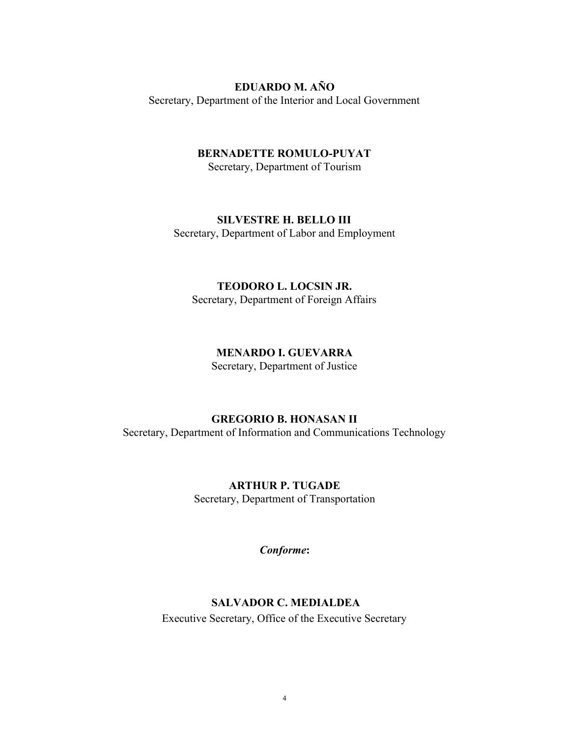**EDUARDO M. AÑO**
Secretary, Department of the Interior and Local Government

**BERNADETTE ROMULO-PUYAT**
Secretary, Department of Tourism

**SILVESTRE H. BELLO III**
Secretary, Department of Labor and Employment

**TEODORO L. LOCSIN JR.**
Secretary, Department of Foreign Affairs

**MENARDO I. GUEVARRA**
Secretary, Department of Justice

**GREGORIO B. HONASAN II**
Secretary, Department of Information and Communications Technology

**ARTHUR P. TUGADE**
Secretary, Department of Transportation

***Conforme*:**

**SALVADOR C. MEDIALDEA**
Executive Secretary, Office of the Executive Secretary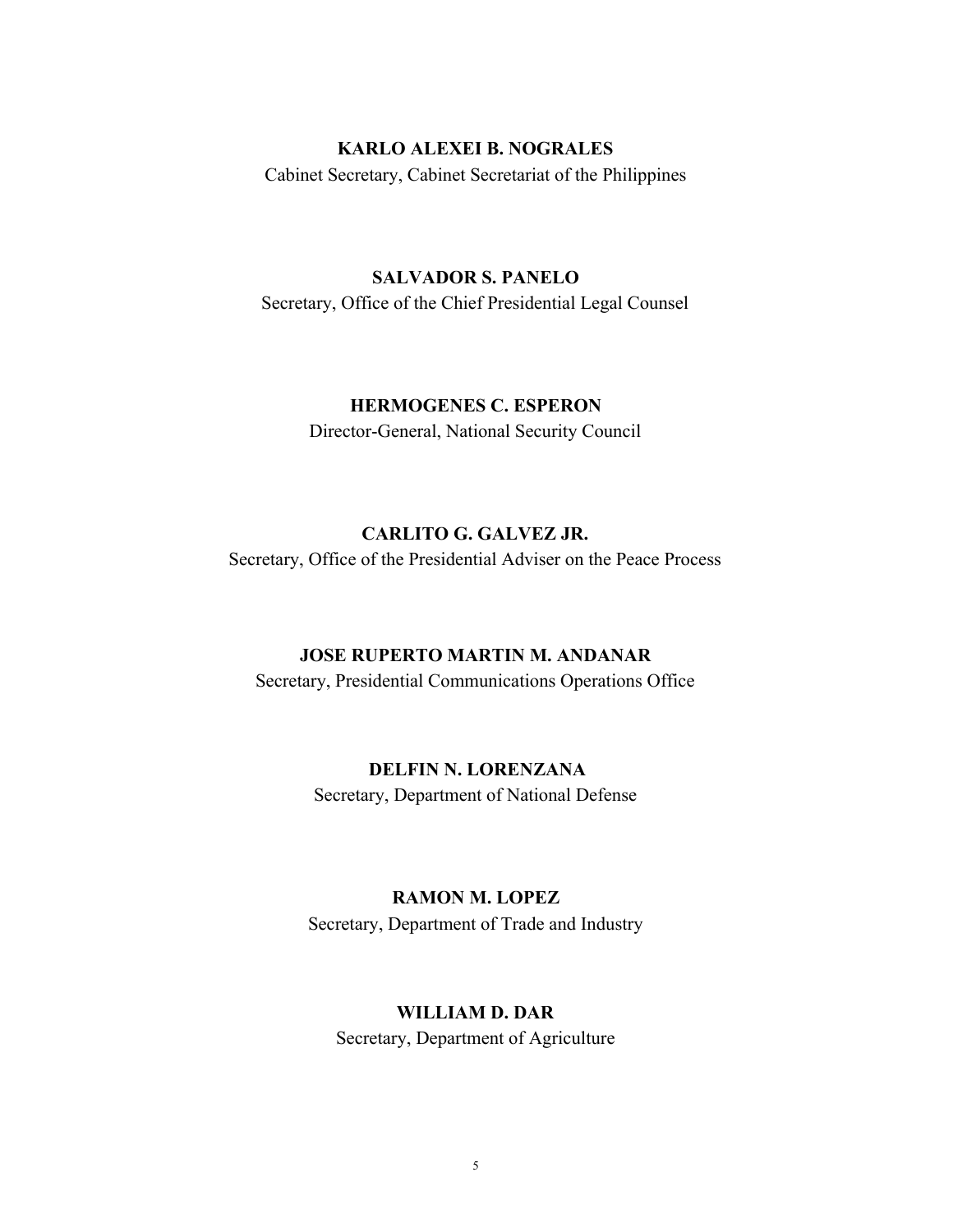**KARLO ALEXEI B. NOGRALES**
Cabinet Secretary, Cabinet Secretariat of the Philippines

**SALVADOR S. PANELO**
Secretary, Office of the Chief Presidential Legal Counsel

**HERMOGENES C. ESPERON**
Director-General, National Security Council

**CARLITO G. GALVEZ JR.**
Secretary, Office of the Presidential Adviser on the Peace Process

**JOSE RUPERTO MARTIN M. ANDANAR**
Secretary, Presidential Communications Operations Office

**DELFIN N. LORENZANA**
Secretary, Department of National Defense

**RAMON M. LOPEZ**
Secretary, Department of Trade and Industry

**WILLIAM D. DAR**
Secretary, Department of Agriculture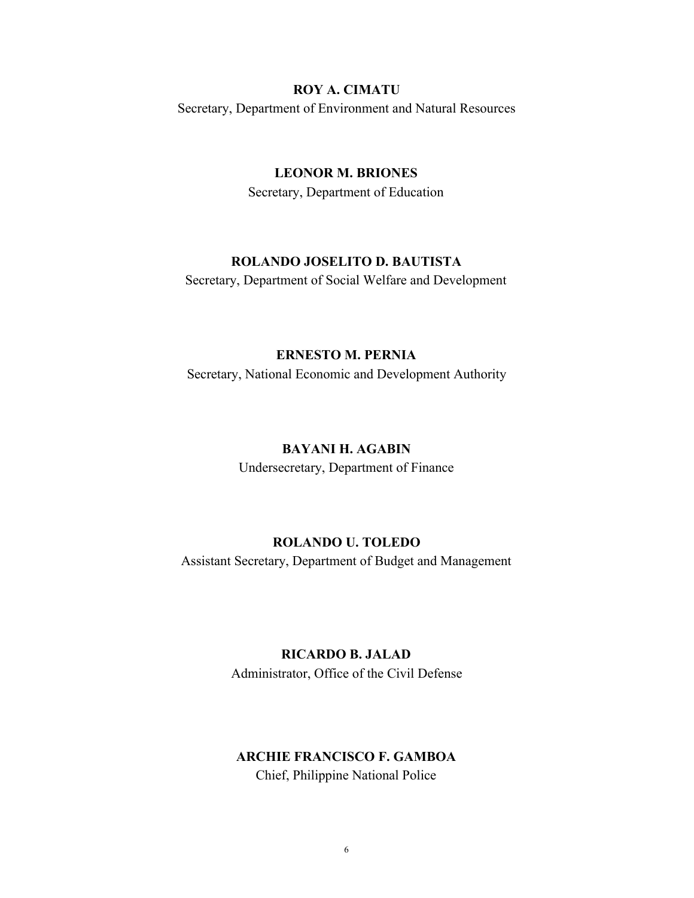**ROY A. CIMATU**
Secretary, Department of Environment and Natural Resources

**LEONOR M. BRIONES**
Secretary, Department of Education

**ROLANDO JOSELITO D. BAUTISTA**
Secretary, Department of Social Welfare and Development

**ERNESTO M. PERNIA**
Secretary, National Economic and Development Authority

**BAYANI H. AGABIN**
Undersecretary, Department of Finance

**ROLANDO U. TOLEDO**
Assistant Secretary, Department of Budget and Management

**RICARDO B. JALAD**
Administrator, Office of the Civil Defense

**ARCHIE FRANCISCO F. GAMBOA**
Chief, Philippine National Police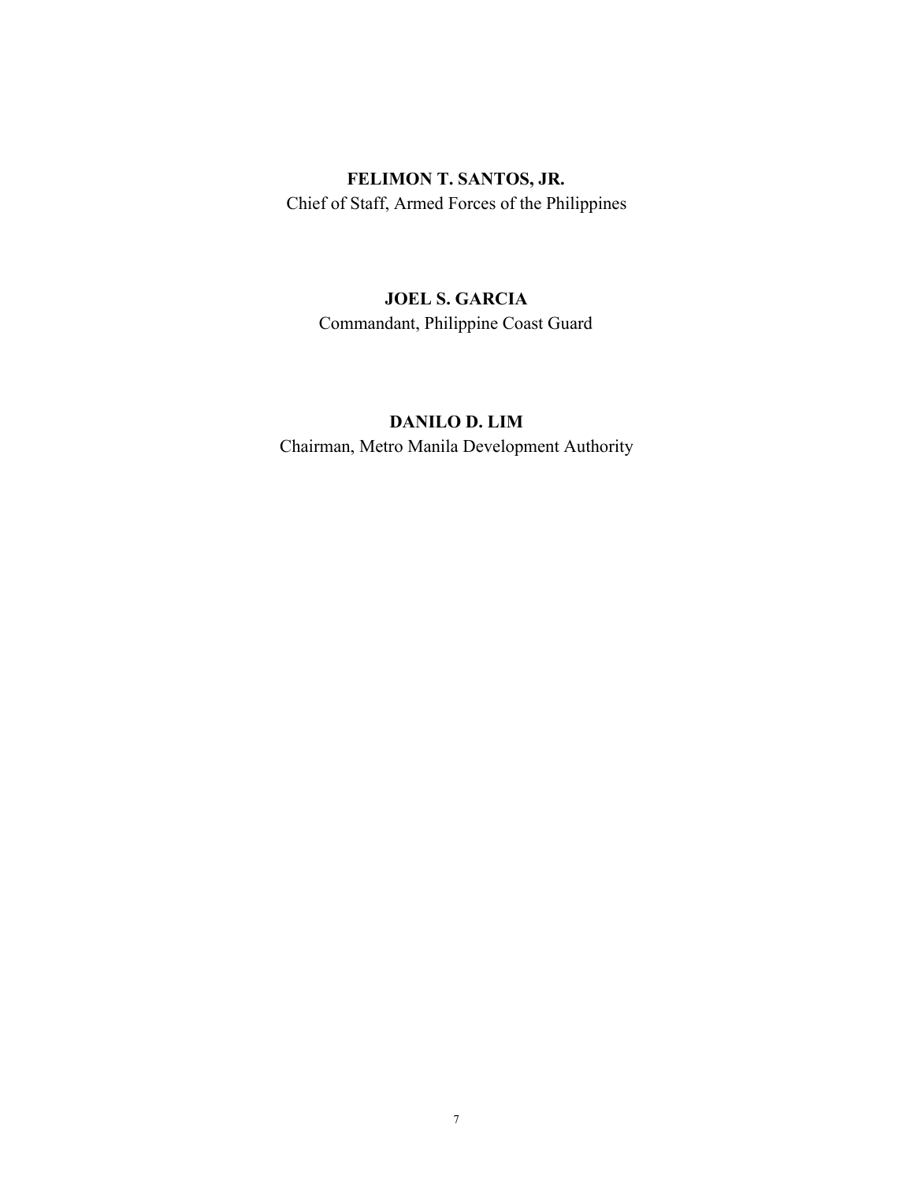**FELIMON T. SANTOS, JR.**
Chief of Staff, Armed Forces of the Philippines

**JOEL S. GARCIA**
Commandant, Philippine Coast Guard

**DANILO D. LIM**
Chairman, Metro Manila Development Authority